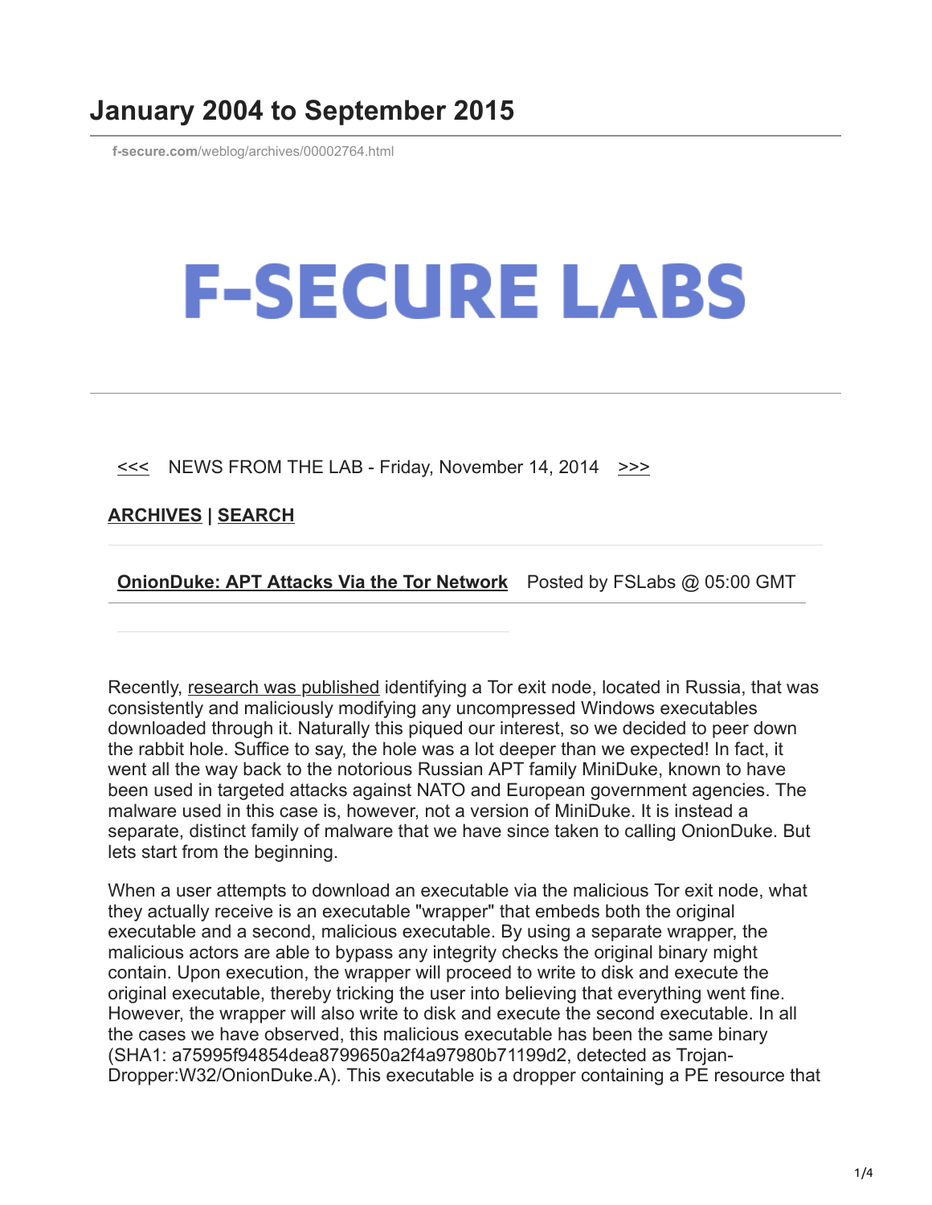# January 2004 to September 2015

f-secure.com/weblog/archives/00002764.html

# F-SECURE LABS

<<< NEWS FROM THE LAB - Friday, November 14, 2014 >>>

**ARCHIVES** | **SEARCH**

**OnionDuke: APT Attacks Via the Tor Network** Posted by FSLabs @ 05:00 GMT

Recently, research was published identifying a Tor exit node, located in Russia, that was consistently and maliciously modifying any uncompressed Windows executables downloaded through it. Naturally this piqued our interest, so we decided to peer down the rabbit hole. Suffice to say, the hole was a lot deeper than we expected! In fact, it went all the way back to the notorious Russian APT family MiniDuke, known to have been used in targeted attacks against NATO and European government agencies. The malware used in this case is, however, not a version of MiniDuke. It is instead a separate, distinct family of malware that we have since taken to calling OnionDuke. But lets start from the beginning.

When a user attempts to download an executable via the malicious Tor exit node, what they actually receive is an executable "wrapper" that embeds both the original executable and a second, malicious executable. By using a separate wrapper, the malicious actors are able to bypass any integrity checks the original binary might contain. Upon execution, the wrapper will proceed to write to disk and execute the original executable, thereby tricking the user into believing that everything went fine. However, the wrapper will also write to disk and execute the second executable. In all the cases we have observed, this malicious executable has been the same binary (SHA1: a75995f94854dea8799650a2f4a97980b71199d2, detected as Trojan-Dropper:W32/OnionDuke.A). This executable is a dropper containing a PE resource that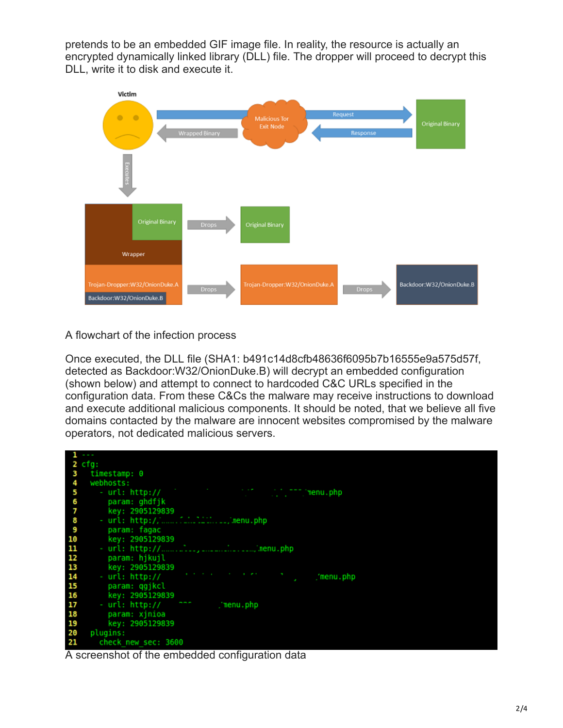pretends to be an embedded GIF image file. In reality, the resource is actually an encrypted dynamically linked library (DLL) file. The dropper will proceed to decrypt this DLL, write it to disk and execute it.

A flowchart of the infection process

Once executed, the DLL file (SHA1: b491c14d8cfb48636f6095b7b16555e9a575d57f, detected as Backdoor:W32/OnionDuke.B) will decrypt an embedded configuration (shown below) and attempt to connect to hardcoded C&C URLs specified in the configuration data. From these C&Cs the malware may receive instructions to download and execute additional malicious components. It should be noted, that we believe all five domains contacted by the malware are innocent websites compromised by the malware operators, not dedicated malicious servers.

```
1  ---
2  cfg:
3    timestamp: 0
4    webhosts:
5      - url: http://                                        menu.php
6        param: ghdfjk
7        key: 2905129839
8      - url: http://                       menu.php
9        param: fagac
10       key: 2905129839
11     - url: http://                             menu.php
12       param: hjkujl
13       key: 2905129839
14     - url: http://                                          menu.php
15       param: qgjkcl
16       key: 2905129839
17     - url: http://                menu.php
18       param: xjnioa
19       key: 2905129839
20   plugins:
21     check_new_sec: 3600
```

A screenshot of the embedded configuration data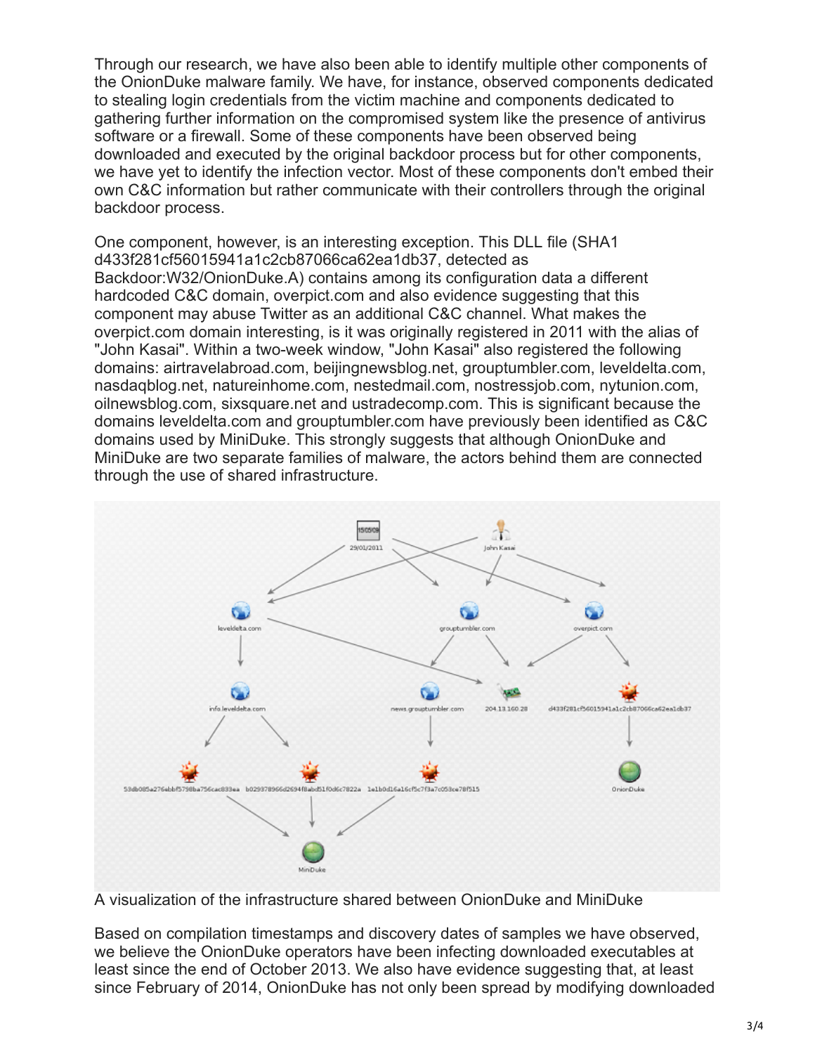Through our research, we have also been able to identify multiple other components of the OnionDuke malware family. We have, for instance, observed components dedicated to stealing login credentials from the victim machine and components dedicated to gathering further information on the compromised system like the presence of antivirus software or a firewall. Some of these components have been observed being downloaded and executed by the original backdoor process but for other components, we have yet to identify the infection vector. Most of these components don't embed their own C&C information but rather communicate with their controllers through the original backdoor process.

One component, however, is an interesting exception. This DLL file (SHA1 d433f281cf56015941a1c2cb87066ca62ea1db37, detected as Backdoor:W32/OnionDuke.A) contains among its configuration data a different hardcoded C&C domain, overpict.com and also evidence suggesting that this component may abuse Twitter as an additional C&C channel. What makes the overpict.com domain interesting, is it was originally registered in 2011 with the alias of "John Kasai". Within a two-week window, "John Kasai" also registered the following domains: airtravelabroad.com, beijingnewsblog.net, grouptumbler.com, leveldelta.com, nasdaqblog.net, natureinhome.com, nestedmail.com, nostressjob.com, nytunion.com, oilnewsblog.com, sixsquare.net and ustradecomp.com. This is significant because the domains leveldelta.com and grouptumbler.com have previously been identified as C&C domains used by MiniDuke. This strongly suggests that although OnionDuke and MiniDuke are two separate families of malware, the actors behind them are connected through the use of shared infrastructure.

A visualization of the infrastructure shared between OnionDuke and MiniDuke

Based on compilation timestamps and discovery dates of samples we have observed, we believe the OnionDuke operators have been infecting downloaded executables at least since the end of October 2013. We also have evidence suggesting that, at least since February of 2014, OnionDuke has not only been spread by modifying downloaded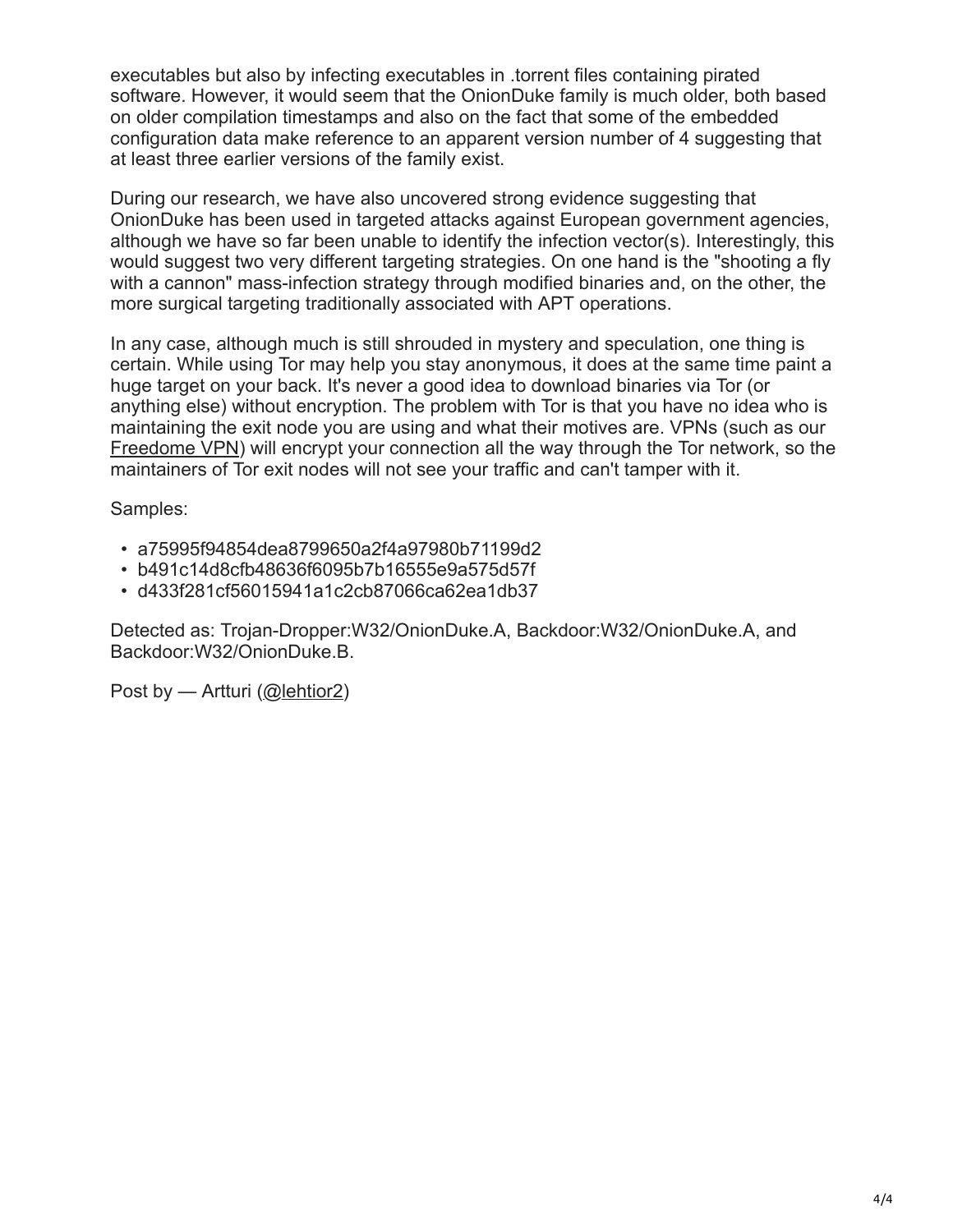executables but also by infecting executables in .torrent files containing pirated software. However, it would seem that the OnionDuke family is much older, both based on older compilation timestamps and also on the fact that some of the embedded configuration data make reference to an apparent version number of 4 suggesting that at least three earlier versions of the family exist.

During our research, we have also uncovered strong evidence suggesting that OnionDuke has been used in targeted attacks against European government agencies, although we have so far been unable to identify the infection vector(s). Interestingly, this would suggest two very different targeting strategies. On one hand is the "shooting a fly with a cannon" mass-infection strategy through modified binaries and, on the other, the more surgical targeting traditionally associated with APT operations.

In any case, although much is still shrouded in mystery and speculation, one thing is certain. While using Tor may help you stay anonymous, it does at the same time paint a huge target on your back. It's never a good idea to download binaries via Tor (or anything else) without encryption. The problem with Tor is that you have no idea who is maintaining the exit node you are using and what their motives are. VPNs (such as our Freedome VPN) will encrypt your connection all the way through the Tor network, so the maintainers of Tor exit nodes will not see your traffic and can't tamper with it.

Samples:

- a75995f94854dea8799650a2f4a97980b71199d2
- b491c14d8cfb48636f6095b7b16555e9a575d57f
- d433f281cf56015941a1c2cb87066ca62ea1db37

Detected as: Trojan-Dropper:W32/OnionDuke.A, Backdoor:W32/OnionDuke.A, and Backdoor:W32/OnionDuke.B.

Post by — Artturi (@lehtior2)